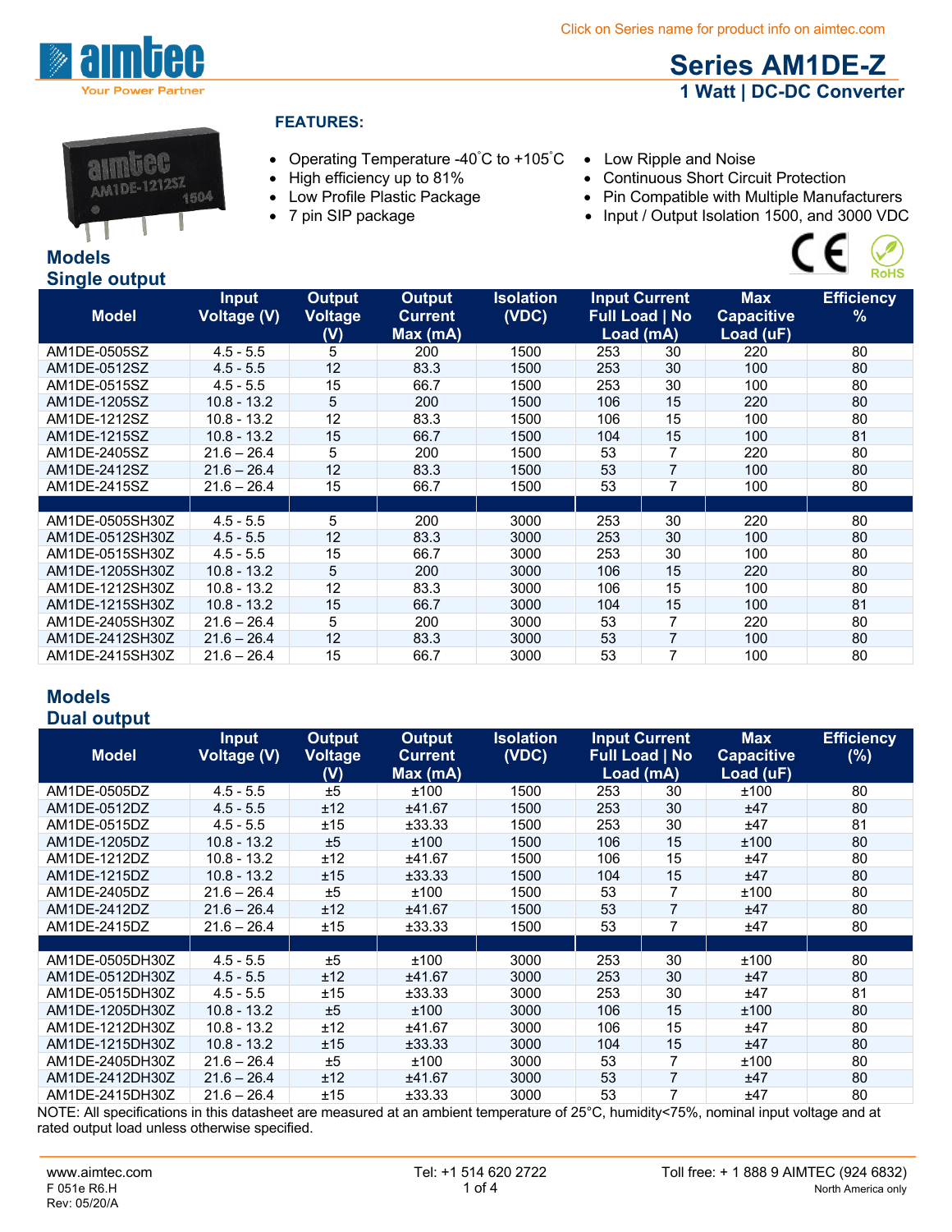Click on Series name for product info on aimtec.com

# Series AM1DE-Z

## 1 Watt | DC-DC Converter

### FEATURES:

- Operating Temperature -40˚C to +105˚C
- High efficiency up to 81%
- Low Profile Plastic Package
- 7 pin SIP package
- Low Ripple and Noise
- Continuous Short Circuit Protection
- Pin Compatible with Multiple Manufacturers
- Input / Output Isolation 1500, and 3000 VDC

## Models
## Single output

| Model | Input Voltage (V) | Output Voltage (V) | Output Current Max (mA) | Isolation (VDC) | Input Current Full Load | No Load (mA) | | Max Capacitive Load (uF) | Efficiency % |
|---|---|---|---|---|---|---|---|---|
| AM1DE-0505SZ | 4.5 - 5.5 | 5 | 200 | 1500 | 253 | 30 | 220 | 80 |
| AM1DE-0512SZ | 4.5 - 5.5 | 12 | 83.3 | 1500 | 253 | 30 | 100 | 80 |
| AM1DE-0515SZ | 4.5 - 5.5 | 15 | 66.7 | 1500 | 253 | 30 | 100 | 80 |
| AM1DE-1205SZ | 10.8 - 13.2 | 5 | 200 | 1500 | 106 | 15 | 220 | 80 |
| AM1DE-1212SZ | 10.8 - 13.2 | 12 | 83.3 | 1500 | 106 | 15 | 100 | 80 |
| AM1DE-1215SZ | 10.8 - 13.2 | 15 | 66.7 | 1500 | 104 | 15 | 100 | 81 |
| AM1DE-2405SZ | 21.6 – 26.4 | 5 | 200 | 1500 | 53 | 7 | 220 | 80 |
| AM1DE-2412SZ | 21.6 – 26.4 | 12 | 83.3 | 1500 | 53 | 7 | 100 | 80 |
| AM1DE-2415SZ | 21.6 – 26.4 | 15 | 66.7 | 1500 | 53 | 7 | 100 | 80 |
| | | | | | | | | |
| AM1DE-0505SH30Z | 4.5 - 5.5 | 5 | 200 | 3000 | 253 | 30 | 220 | 80 |
| AM1DE-0512SH30Z | 4.5 - 5.5 | 12 | 83.3 | 3000 | 253 | 30 | 100 | 80 |
| AM1DE-0515SH30Z | 4.5 - 5.5 | 15 | 66.7 | 3000 | 253 | 30 | 100 | 80 |
| AM1DE-1205SH30Z | 10.8 - 13.2 | 5 | 200 | 3000 | 106 | 15 | 220 | 80 |
| AM1DE-1212SH30Z | 10.8 - 13.2 | 12 | 83.3 | 3000 | 106 | 15 | 100 | 80 |
| AM1DE-1215SH30Z | 10.8 - 13.2 | 15 | 66.7 | 3000 | 104 | 15 | 100 | 81 |
| AM1DE-2405SH30Z | 21.6 – 26.4 | 5 | 200 | 3000 | 53 | 7 | 220 | 80 |
| AM1DE-2412SH30Z | 21.6 – 26.4 | 12 | 83.3 | 3000 | 53 | 7 | 100 | 80 |
| AM1DE-2415SH30Z | 21.6 – 26.4 | 15 | 66.7 | 3000 | 53 | 7 | 100 | 80 |

## Models
## Dual output

| Model | Input Voltage (V) | Output Voltage (V) | Output Current Max (mA) | Isolation (VDC) | Input Current Full Load | No Load (mA) | | Max Capacitive Load (uF) | Efficiency (%) |
|---|---|---|---|---|---|---|---|---|
| AM1DE-0505DZ | 4.5 - 5.5 | ±5 | ±100 | 1500 | 253 | 30 | ±100 | 80 |
| AM1DE-0512DZ | 4.5 - 5.5 | ±12 | ±41.67 | 1500 | 253 | 30 | ±47 | 80 |
| AM1DE-0515DZ | 4.5 - 5.5 | ±15 | ±33.33 | 1500 | 253 | 30 | ±47 | 81 |
| AM1DE-1205DZ | 10.8 - 13.2 | ±5 | ±100 | 1500 | 106 | 15 | ±100 | 80 |
| AM1DE-1212DZ | 10.8 - 13.2 | ±12 | ±41.67 | 1500 | 106 | 15 | ±47 | 80 |
| AM1DE-1215DZ | 10.8 - 13.2 | ±15 | ±33.33 | 1500 | 104 | 15 | ±47 | 80 |
| AM1DE-2405DZ | 21.6 – 26.4 | ±5 | ±100 | 1500 | 53 | 7 | ±100 | 80 |
| AM1DE-2412DZ | 21.6 – 26.4 | ±12 | ±41.67 | 1500 | 53 | 7 | ±47 | 80 |
| AM1DE-2415DZ | 21.6 – 26.4 | ±15 | ±33.33 | 1500 | 53 | 7 | ±47 | 80 |
| | | | | | | | | |
| AM1DE-0505DH30Z | 4.5 - 5.5 | ±5 | ±100 | 3000 | 253 | 30 | ±100 | 80 |
| AM1DE-0512DH30Z | 4.5 - 5.5 | ±12 | ±41.67 | 3000 | 253 | 30 | ±47 | 80 |
| AM1DE-0515DH30Z | 4.5 - 5.5 | ±15 | ±33.33 | 3000 | 253 | 30 | ±47 | 81 |
| AM1DE-1205DH30Z | 10.8 - 13.2 | ±5 | ±100 | 3000 | 106 | 15 | ±100 | 80 |
| AM1DE-1212DH30Z | 10.8 - 13.2 | ±12 | ±41.67 | 3000 | 106 | 15 | ±47 | 80 |
| AM1DE-1215DH30Z | 10.8 - 13.2 | ±15 | ±33.33 | 3000 | 104 | 15 | ±47 | 80 |
| AM1DE-2405DH30Z | 21.6 – 26.4 | ±5 | ±100 | 3000 | 53 | 7 | ±100 | 80 |
| AM1DE-2412DH30Z | 21.6 – 26.4 | ±12 | ±41.67 | 3000 | 53 | 7 | ±47 | 80 |
| AM1DE-2415DH30Z | 21.6 – 26.4 | ±15 | ±33.33 | 3000 | 53 | 7 | ±47 | 80 |

NOTE: All specifications in this datasheet are measured at an ambient temperature of 25°C, humidity<75%, nominal input voltage and at rated output load unless otherwise specified.

www.aimtec.com | Tel: +1 514 620 2722 | Toll free: + 1 888 9 AIMTEC (924 6832) North America only

F 051e R6.H
Rev: 05/20/A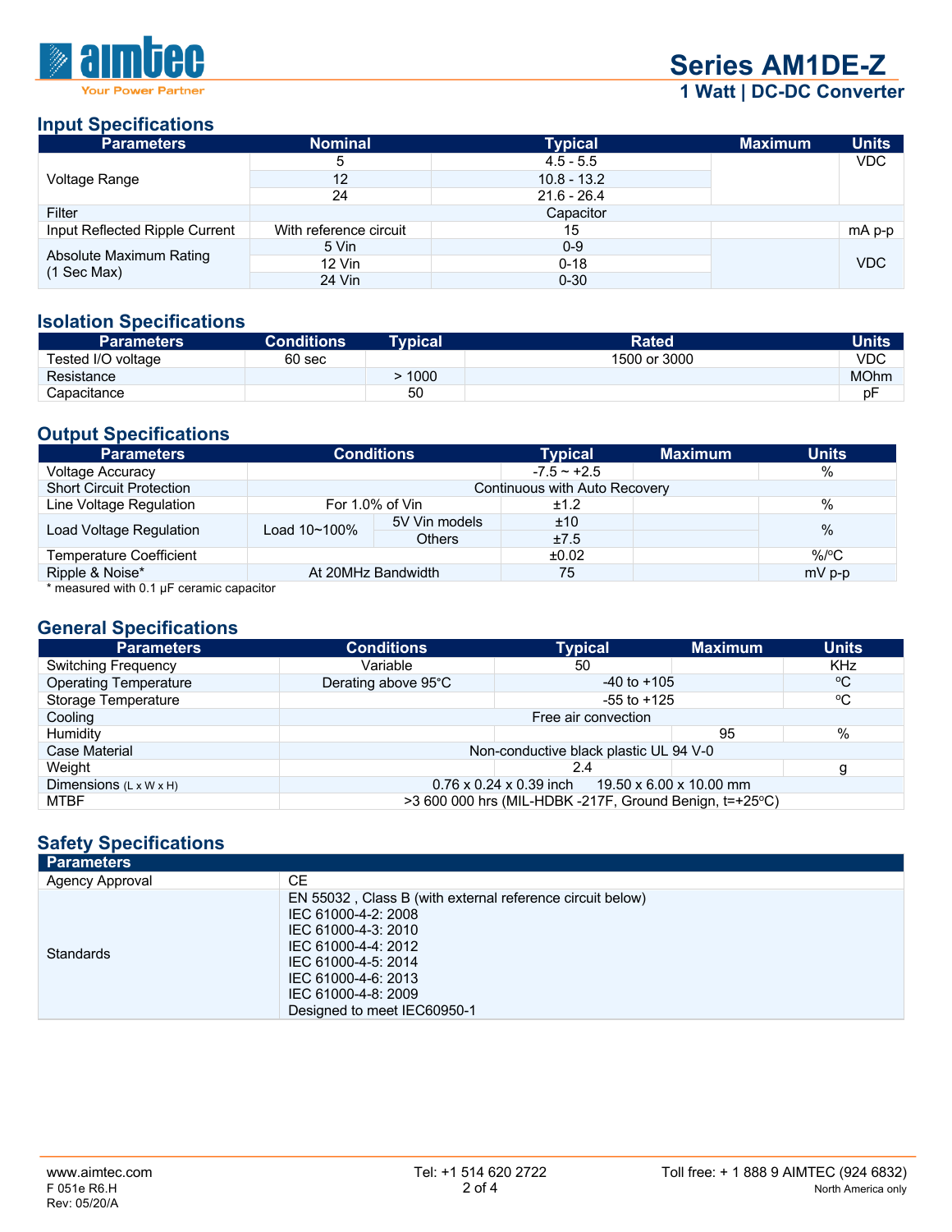## Input Specifications

| Parameters | Nominal | Typical | Maximum | Units |
|---|---|---|---|---|
| Voltage Range | 5 | 4.5 - 5.5 | | VDC |
| | 12 | 10.8 - 13.2 | | |
| | 24 | 21.6 - 26.4 | | |
| Filter | Capacitor | | | |
| Input Reflected Ripple Current | With reference circuit | 15 | | mA p-p |
| Absolute Maximum Rating (1 Sec Max) | 5 Vin | 0-9 | | VDC |
| | 12 Vin | 0-18 | | |
| | 24 Vin | 0-30 | | |

## Isolation Specifications

| Parameters | Conditions | Typical | Rated | Units |
|---|---|---|---|---|
| Tested I/O voltage | 60 sec | | 1500 or 3000 | VDC |
| Resistance | | > 1000 | | MOhm |
| Capacitance | | 50 | | pF |

## Output Specifications

| Parameters | Conditions | | Typical | Maximum | Units |
|---|---|---|---|---|---|
| Voltage Accuracy | | | -7.5 ~ +2.5 | | % |
| Short Circuit Protection | Continuous with Auto Recovery | | | | |
| Line Voltage Regulation | For 1.0% of Vin | | ±1.2 | | % |
| Load Voltage Regulation | Load 10~100% | 5V Vin models | ±10 | | % |
| | | Others | ±7.5 | | |
| Temperature Coefficient | | | ±0.02 | | %/ºC |
| Ripple & Noise* | At 20MHz Bandwidth | | 75 | | mV p-p |

\* measured with 0.1 µF ceramic capacitor

## General Specifications

| Parameters | Conditions | Typical | Maximum | Units |
|---|---|---|---|---|
| Switching Frequency | Variable | 50 | | KHz |
| Operating Temperature | Derating above 95°C | -40 to +105 | | ºC |
| Storage Temperature | | -55 to +125 | | ºC |
| Cooling | Free air convection | | | |
| Humidity | | | 95 | % |
| Case Material | Non-conductive black plastic UL 94 V-0 | | | |
| Weight | | 2.4 | | g |
| Dimensions (L x W x H) | 0.76 x 0.24 x 0.39 inch 19.50 x 6.00 x 10.00 mm | | | |
| MTBF | >3 600 000 hrs (MIL-HDBK -217F, Ground Benign, t=+25ºC) | | | |

## Safety Specifications

| Parameters | |
|---|---|
| Agency Approval | CE |
| Standards | EN 55032 , Class B (with external reference circuit below)<br>IEC 61000-4-2: 2008<br>IEC 61000-4-3: 2010<br>IEC 61000-4-4: 2012<br>IEC 61000-4-5: 2014<br>IEC 61000-4-6: 2013<br>IEC 61000-4-8: 2009<br>Designed to meet IEC60950-1 |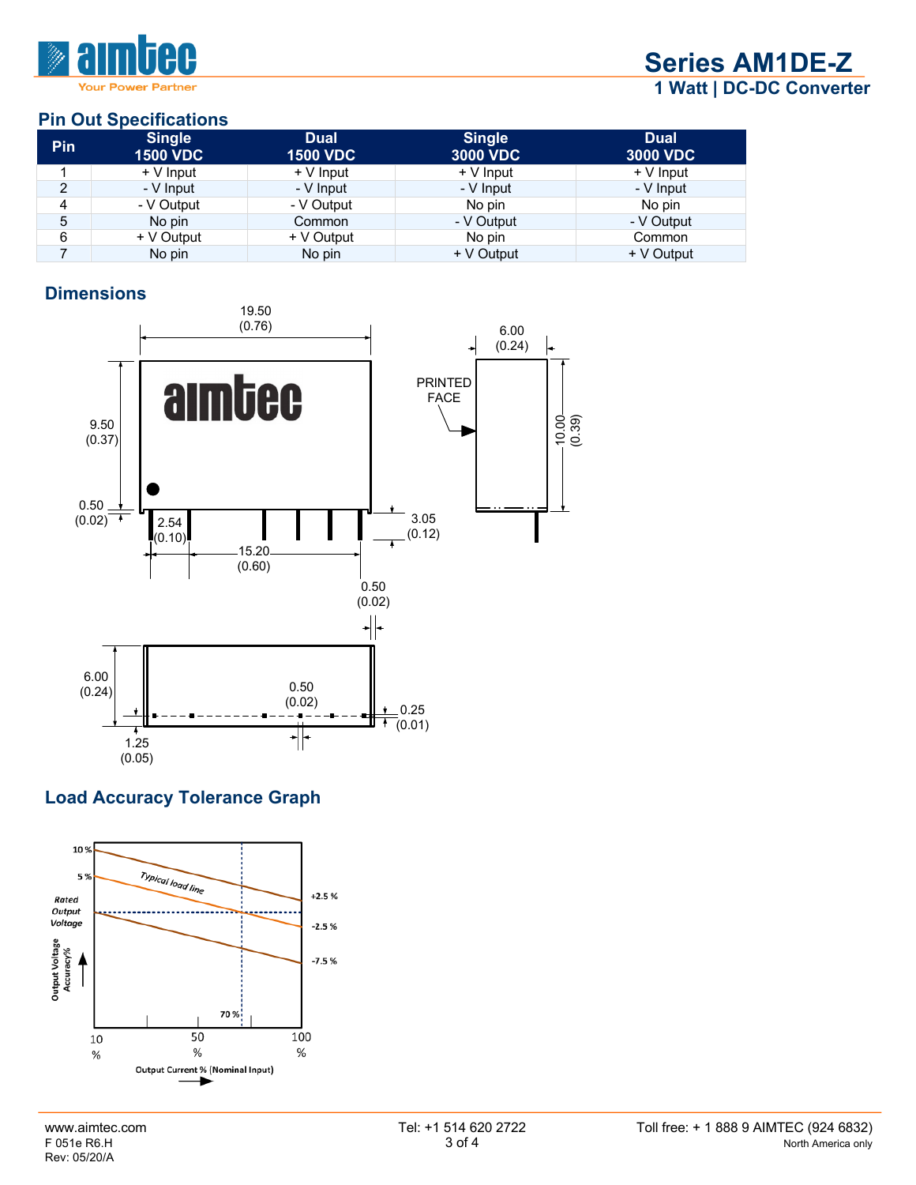## Pin Out Specifications

| Pin | Single 1500 VDC | Dual 1500 VDC | Single 3000 VDC | Dual 3000 VDC |
|---|---|---|---|---|
| 1 | + V Input | + V Input | + V Input | + V Input |
| 2 | - V Input | - V Input | - V Input | - V Input |
| 4 | - V Output | - V Output | No pin | No pin |
| 5 | No pin | Common | - V Output | - V Output |
| 6 | + V Output | + V Output | No pin | Common |
| 7 | No pin | No pin | + V Output | + V Output |

## Dimensions

19.50 (0.76)

9.50 (0.37)

0.50 (0.02)

2.54 (0.10)

15.20 (0.60)

3.05 (0.12)

0.50 (0.02)

6.00 (0.24)

PRINTED FACE

10.00 (0.39)

6.00 (0.24)

0.50 (0.02)

0.25 (0.01)

1.25 (0.05)

## Load Accuracy Tolerance Graph

10 %, 5 %, Rated Output Voltage, Typical load line, +2.5 %, -2.5 %, -7.5 %, 70 %

Output Voltage Accuracy%

10 %, 50 %, 100 %

Output Current % (Nominal Input)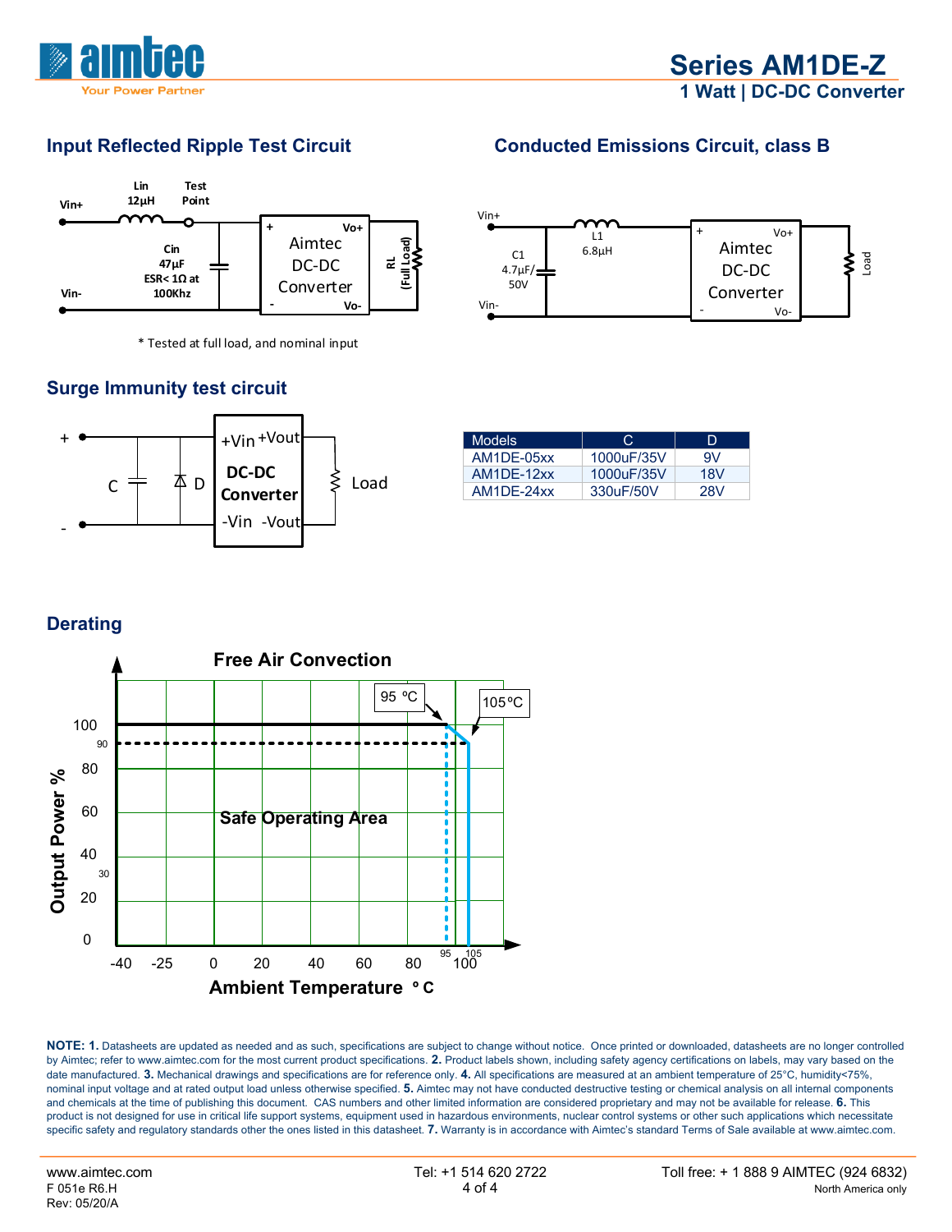## Input Reflected Ripple Test Circuit

Vin+
Lin
12µH
Test Point
Cin
47µF
ESR< 1Ω at 100Khz
Vin-
Aimtec DC-DC Converter
+ Vo+
- Vo-
RL (Full Load)

\* Tested at full load, and nominal input

## Conducted Emissions Circuit, class B

Vin+
L1
6.8µH
C1
4.7µF/50V
Vin-
Aimtec DC-DC Converter
+ Vo+
- Vo-
Load

## Surge Immunity test circuit

+
-
C
D
+Vin +Vout
DC-DC Converter
-Vin -Vout
Load

| Models | C | D |
|---|---|---|
| AM1DE-05xx | 1000uF/35V | 9V |
| AM1DE-12xx | 1000uF/35V | 18V |
| AM1DE-24xx | 330uF/50V | 28V |

## Derating

Free Air Convection

95 ºC
105ºC
Safe Operating Area
Output Power %
100
90
80
60
40
30
20
0
-40 -25 0 20 40 60 80 95 100 105
Ambient Temperature °C

**NOTE: 1.** Datasheets are updated as needed and as such, specifications are subject to change without notice. Once printed or downloaded, datasheets are no longer controlled by Aimtec; refer to www.aimtec.com for the most current product specifications. **2.** Product labels shown, including safety agency certifications on labels, may vary based on the date manufactured. **3.** Mechanical drawings and specifications are for reference only. **4.** All specifications are measured at an ambient temperature of 25°C, humidity<75%, nominal input voltage and at rated output load unless otherwise specified. **5.** Aimtec may not have conducted destructive testing or chemical analysis on all internal components and chemicals at the time of publishing this document. CAS numbers and other limited information are considered proprietary and may not be available for release. **6.** This product is not designed for use in critical life support systems, equipment used in hazardous environments, nuclear control systems or other such applications which necessitate specific safety and regulatory standards other the ones listed in this datasheet. **7.** Warranty is in accordance with Aimtec's standard Terms of Sale available at www.aimtec.com.